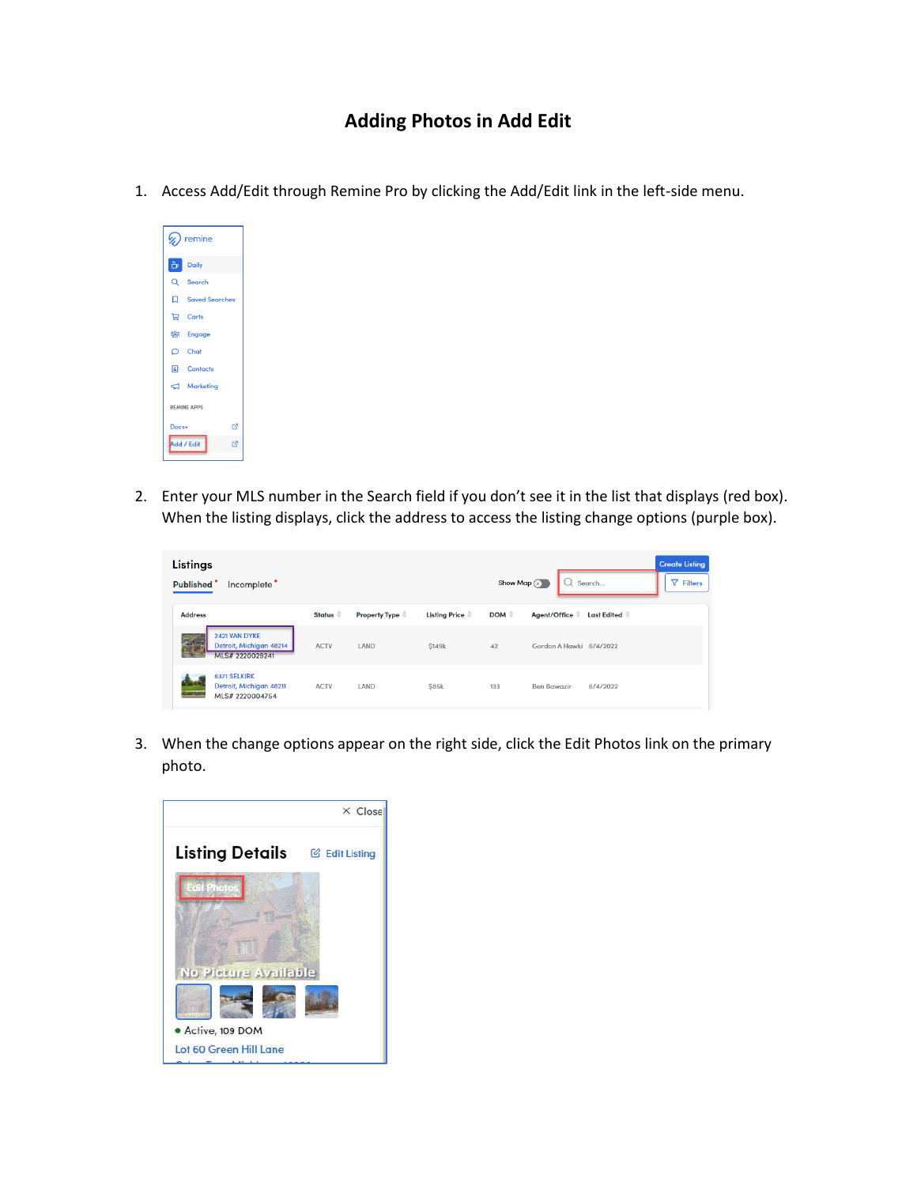# Adding Photos in Add Edit

1. Access Add/Edit through Remine Pro by clicking the Add/Edit link in the left-side menu.

2. Enter your MLS number in the Search field if you don't see it in the list that displays (red box). When the listing displays, click the address to access the listing change options (purple box).

3. When the change options appear on the right side, click the Edit Photos link on the primary photo.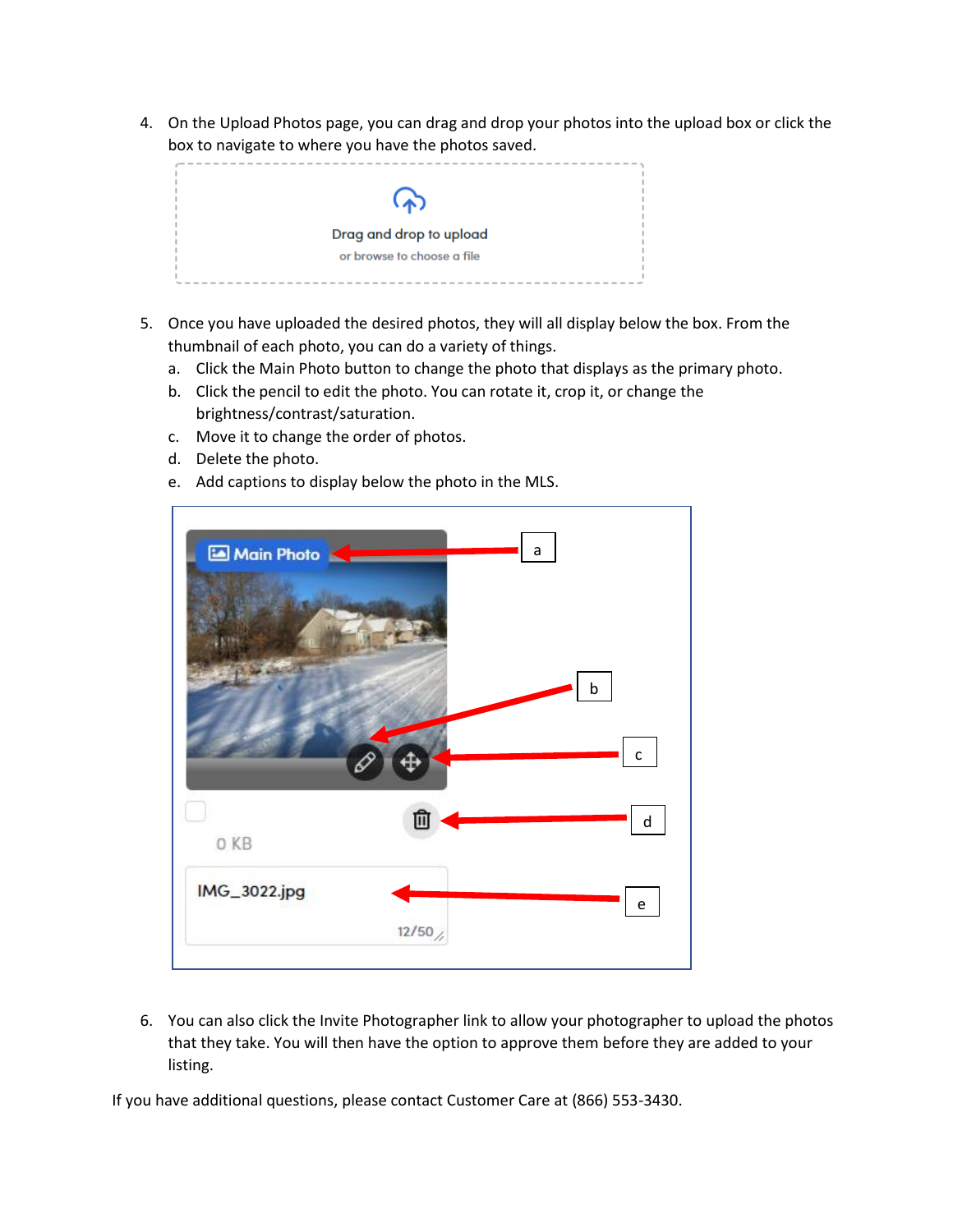4. On the Upload Photos page, you can drag and drop your photos into the upload box or click the box to navigate to where you have the photos saved.

5. Once you have uploaded the desired photos, they will all display below the box. From the thumbnail of each photo, you can do a variety of things.
   a. Click the Main Photo button to change the photo that displays as the primary photo.
   b. Click the pencil to edit the photo. You can rotate it, crop it, or change the brightness/contrast/saturation.
   c. Move it to change the order of photos.
   d. Delete the photo.
   e. Add captions to display below the photo in the MLS.

6. You can also click the Invite Photographer link to allow your photographer to upload the photos that they take. You will then have the option to approve them before they are added to your listing.

If you have additional questions, please contact Customer Care at (866) 553-3430.